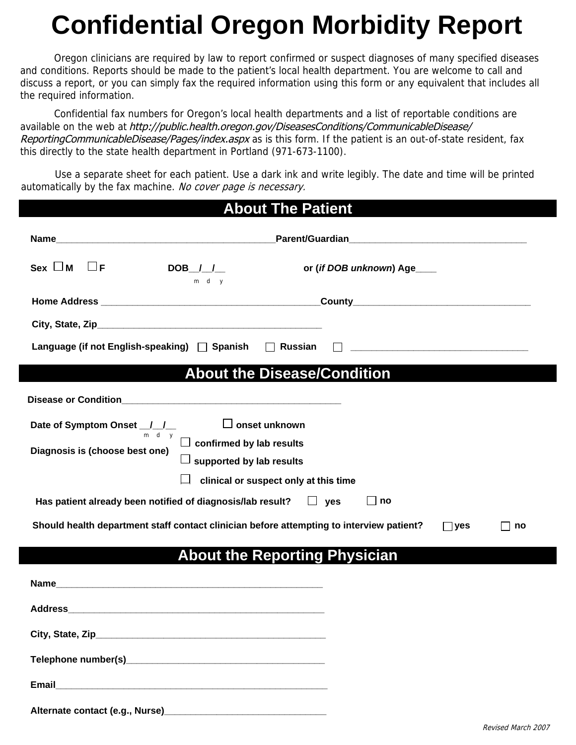# Confidential Oregon Morbidity Report

Oregon clinicians are required by law to report confirmed or suspect diagnoses of many specified diseases and conditions. Reports should be made to the patient's local health department. You are welcome to call and discuss a report, or you can simply fax the required information using this form or any equivalent that includes all the required information.

Confidential fax numbers for Oregon's local health departments and a list of reportable conditions are available on the web at *http://public.health.oregon.gov/DiseasesConditions/CommunicableDisease/ReportingCommunicableDisease/Pages/index.aspx* as is this form. If the patient is an out-of-state resident, fax this directly to the state health department in Portland (971-673-1100).

Use a separate sheet for each patient. Use a dark ink and write legibly. The date and time will be printed automatically by the fax machine. *No cover page is necessary.*

## About The Patient

**Name**_________________________________________**Parent/Guardian**_________________________________

**Sex** ☐ **M** ☐ **F** **DOB**__/__/__ (m d y) **or (*if DOB unknown*) Age**____

**Home Address** _________________________________________**County**_________________________________

**City, State, Zip**_________________________________________

**Language (if not English-speaking)** ☐ **Spanish** ☐ **Russian** ☐ _________________________________

## About the Disease/Condition

**Disease or Condition**_________________________________________

**Date of Symptom Onset** __/__/__ (m d y) ☐ **onset unknown**

**Diagnosis is (choose best one)**
- ☐ **confirmed by lab results**
- ☐ **supported by lab results**
- ☐ **clinical or suspect only at this time**

**Has patient already been notified of diagnosis/lab result?** ☐ **yes** ☐ **no**

**Should health department staff contact clinician before attempting to interview patient?** ☐ **yes** ☐ **no**

## About the Reporting Physician

**Name**_________________________________________________

**Address**_______________________________________________

**City, State, Zip**___________________________________________

**Telephone number(s)**_____________________________________

**Email**_________________________________________________

**Alternate contact (e.g., Nurse)**______________________________

*Revised March 2007*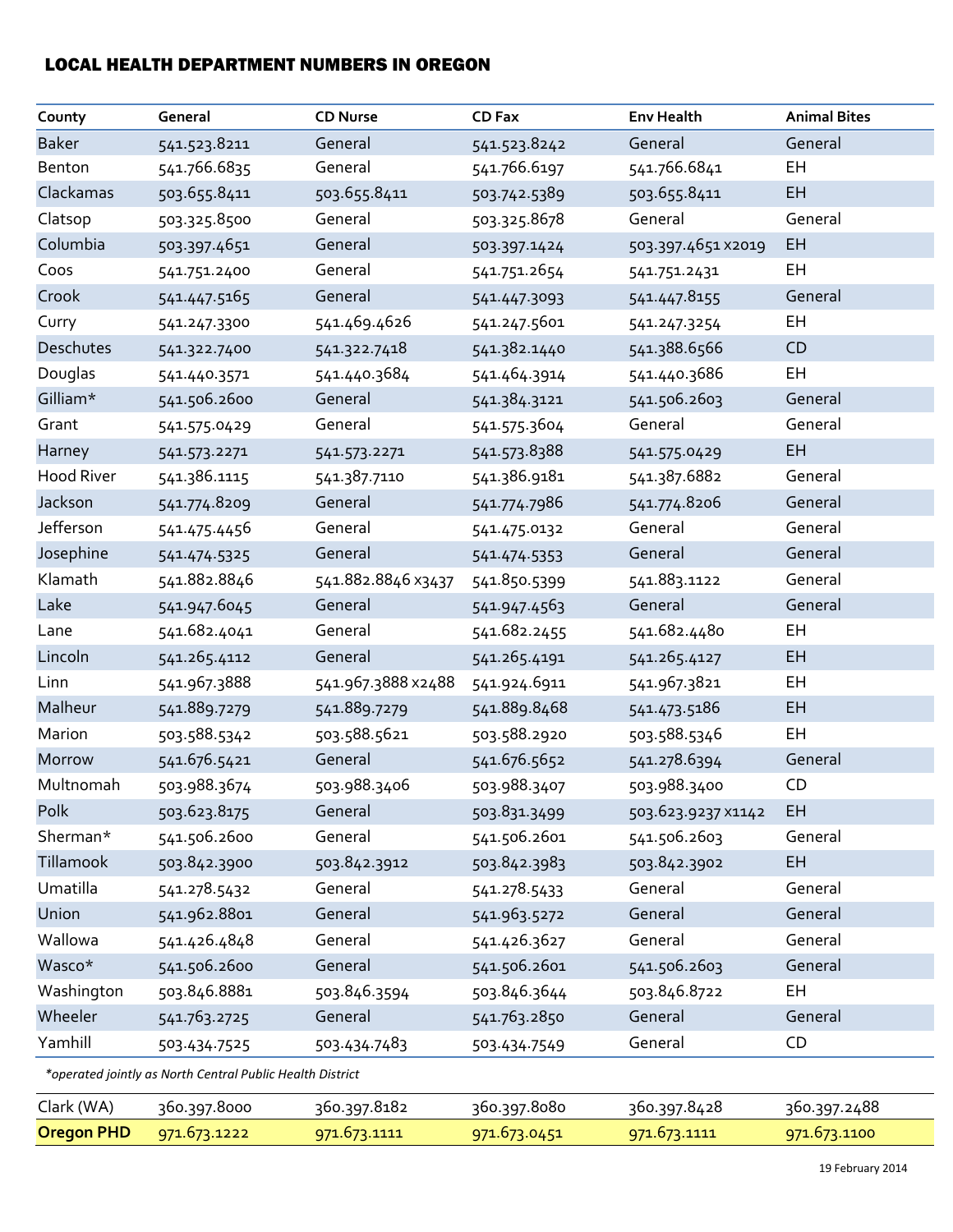## LOCAL HEALTH DEPARTMENT NUMBERS IN OREGON

| County | General | CD Nurse | CD Fax | Env Health | Animal Bites |
|---|---|---|---|---|---|
| Baker | 541.523.8211 | General | 541.523.8242 | General | General |
| Benton | 541.766.6835 | General | 541.766.6197 | 541.766.6841 | EH |
| Clackamas | 503.655.8411 | 503.655.8411 | 503.742.5389 | 503.655.8411 | EH |
| Clatsop | 503.325.8500 | General | 503.325.8678 | General | General |
| Columbia | 503.397.4651 | General | 503.397.1424 | 503.397.4651 x2019 | EH |
| Coos | 541.751.2400 | General | 541.751.2654 | 541.751.2431 | EH |
| Crook | 541.447.5165 | General | 541.447.3093 | 541.447.8155 | General |
| Curry | 541.247.3300 | 541.469.4626 | 541.247.5601 | 541.247.3254 | EH |
| Deschutes | 541.322.7400 | 541.322.7418 | 541.382.1440 | 541.388.6566 | CD |
| Douglas | 541.440.3571 | 541.440.3684 | 541.464.3914 | 541.440.3686 | EH |
| Gilliam* | 541.506.2600 | General | 541.384.3121 | 541.506.2603 | General |
| Grant | 541.575.0429 | General | 541.575.3604 | General | General |
| Harney | 541.573.2271 | 541.573.2271 | 541.573.8388 | 541.575.0429 | EH |
| Hood River | 541.386.1115 | 541.387.7110 | 541.386.9181 | 541.387.6882 | General |
| Jackson | 541.774.8209 | General | 541.774.7986 | 541.774.8206 | General |
| Jefferson | 541.475.4456 | General | 541.475.0132 | General | General |
| Josephine | 541.474.5325 | General | 541.474.5353 | General | General |
| Klamath | 541.882.8846 | 541.882.8846 x3437 | 541.850.5399 | 541.883.1122 | General |
| Lake | 541.947.6045 | General | 541.947.4563 | General | General |
| Lane | 541.682.4041 | General | 541.682.2455 | 541.682.4480 | EH |
| Lincoln | 541.265.4112 | General | 541.265.4191 | 541.265.4127 | EH |
| Linn | 541.967.3888 | 541.967.3888 x2488 | 541.924.6911 | 541.967.3821 | EH |
| Malheur | 541.889.7279 | 541.889.7279 | 541.889.8468 | 541.473.5186 | EH |
| Marion | 503.588.5342 | 503.588.5621 | 503.588.2920 | 503.588.5346 | EH |
| Morrow | 541.676.5421 | General | 541.676.5652 | 541.278.6394 | General |
| Multnomah | 503.988.3674 | 503.988.3406 | 503.988.3407 | 503.988.3400 | CD |
| Polk | 503.623.8175 | General | 503.831.3499 | 503.623.9237 x1142 | EH |
| Sherman* | 541.506.2600 | General | 541.506.2601 | 541.506.2603 | General |
| Tillamook | 503.842.3900 | 503.842.3912 | 503.842.3983 | 503.842.3902 | EH |
| Umatilla | 541.278.5432 | General | 541.278.5433 | General | General |
| Union | 541.962.8801 | General | 541.963.5272 | General | General |
| Wallowa | 541.426.4848 | General | 541.426.3627 | General | General |
| Wasco* | 541.506.2600 | General | 541.506.2601 | 541.506.2603 | General |
| Washington | 503.846.8881 | 503.846.3594 | 503.846.3644 | 503.846.8722 | EH |
| Wheeler | 541.763.2725 | General | 541.763.2850 | General | General |
| Yamhill | 503.434.7525 | 503.434.7483 | 503.434.7549 | General | CD |

*\*operated jointly as North Central Public Health District*

| | | | | | |
|---|---|---|---|---|---|
| Clark (WA) | 360.397.8000 | 360.397.8182 | 360.397.8080 | 360.397.8428 | 360.397.2488 |
| **Oregon PHD** | 971.673.1222 | 971.673.1111 | 971.673.0451 | 971.673.1111 | 971.673.1100 |

19 February 2014